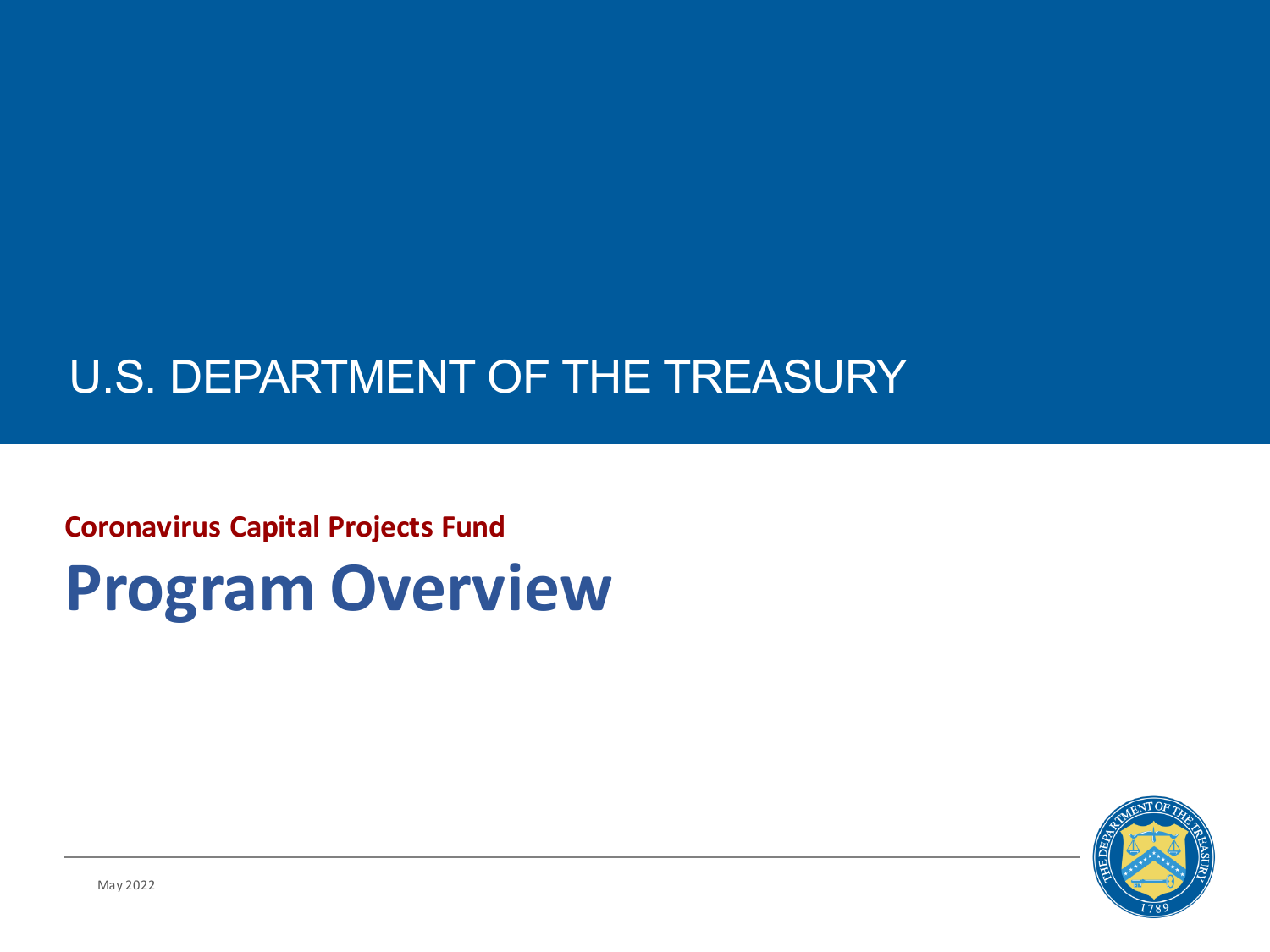U.S. DEPARTMENT OF THE TREASURY

**Coronavirus Capital Projects Fund**

# Program Overview

May 2022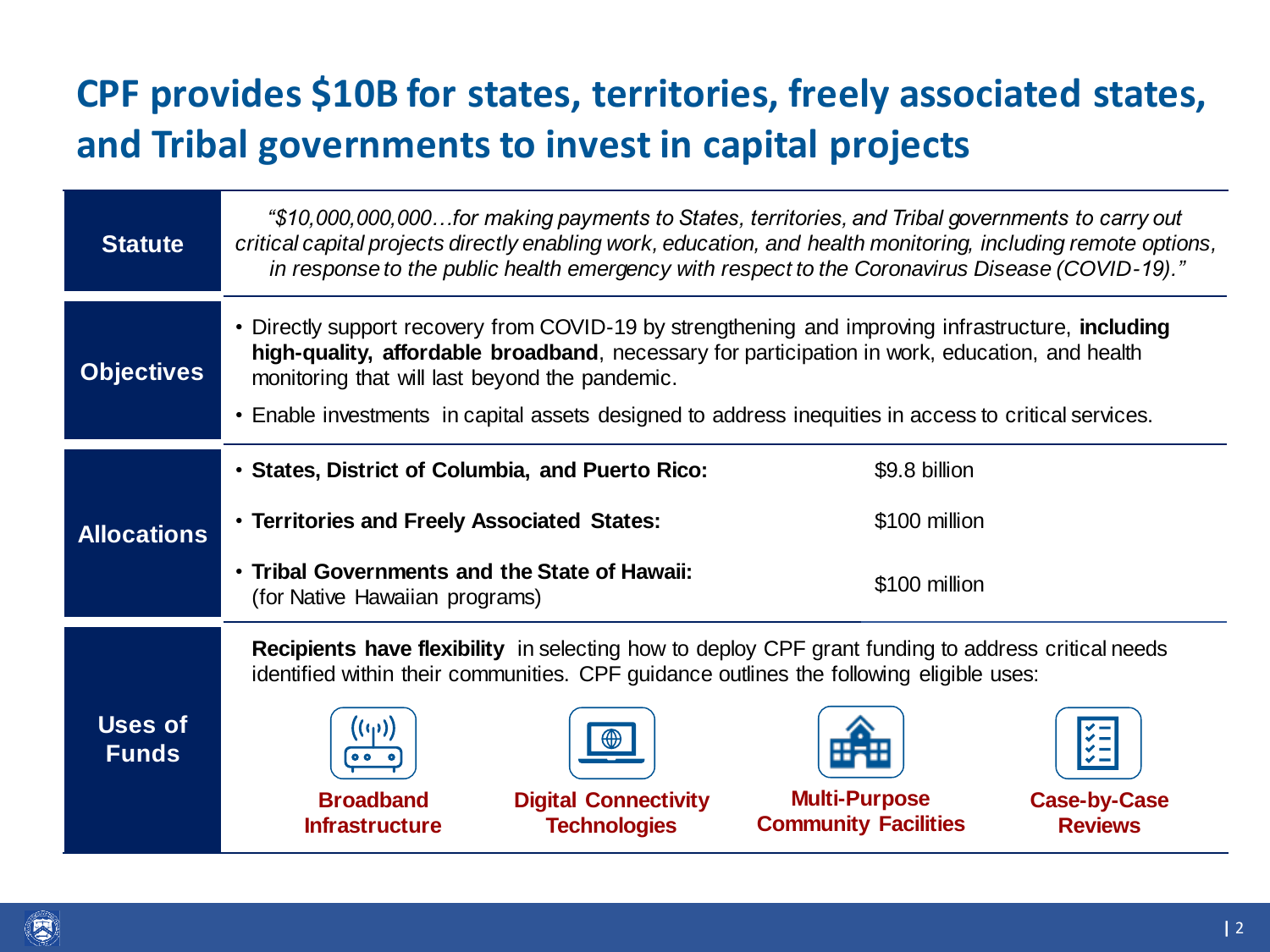# CPF provides $10B for states, territories, freely associated states, and Tribal governments to invest in capital projects

## Statute

*"$10,000,000,000…for making payments to States, territories, and Tribal governments to carry out critical capital projects directly enabling work, education, and health monitoring, including remote options, in response to the public health emergency with respect to the Coronavirus Disease (COVID-19)."*

## Objectives

- Directly support recovery from COVID-19 by strengthening and improving infrastructure, **including high-quality, affordable broadband**, necessary for participation in work, education, and health monitoring that will last beyond the pandemic.
- Enable investments in capital assets designed to address inequities in access to critical services.

## Allocations

| Recipient | Allocation |
|---|---|
| **States, District of Columbia, and Puerto Rico:** | $9.8 billion |
| **Territories and Freely Associated States:** | $100 million |
| **Tribal Governments and the State of Hawaii:** (for Native Hawaiian programs) | $100 million |

## Uses of Funds

**Recipients have flexibility** in selecting how to deploy CPF grant funding to address critical needs identified within their communities. CPF guidance outlines the following eligible uses:

- **Broadband Infrastructure**
- **Digital Connectivity Technologies**
- **Multi-Purpose Community Facilities**
- **Case-by-Case Reviews**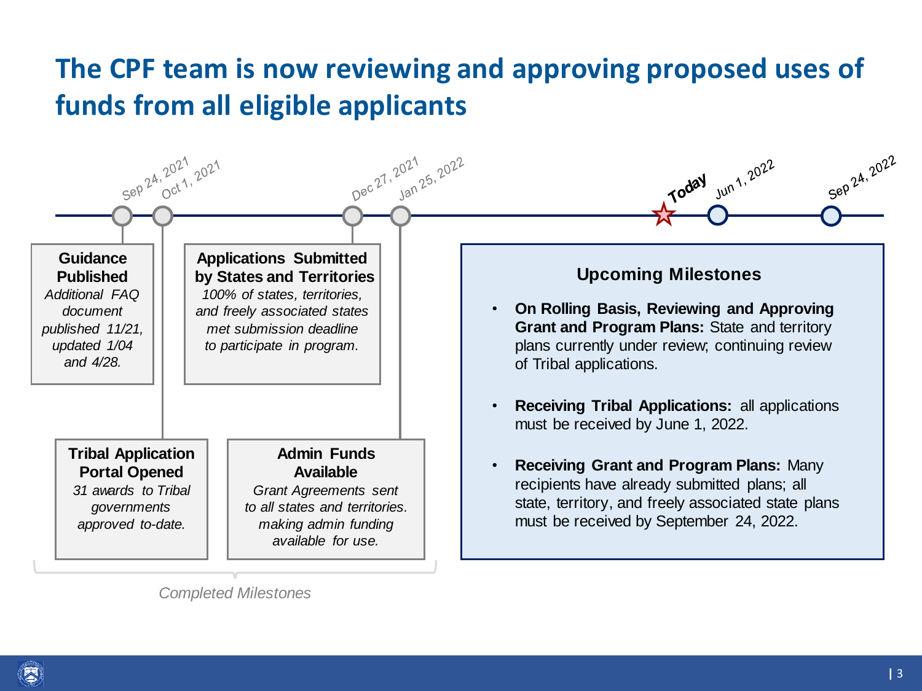# The CPF team is now reviewing and approving proposed uses of funds from all eligible applicants

**Timeline:** Sep 24, 2021 · Oct 1, 2021 · Dec 27, 2021 · Jan 25, 2022 · Today · Jun 1, 2022 · Sep 24, 2022

## Completed Milestones

**Guidance Published** (Sep 24, 2021)
*Additional FAQ document published 11/21, updated 1/04 and 4/28.*

**Tribal Application Portal Opened** (Oct 1, 2021)
*31 awards to Tribal governments approved to-date.*

**Applications Submitted by States and Territories** (Dec 27, 2021)
*100% of states, territories, and freely associated states met submission deadline to participate in program.*

**Admin Funds Available** (Jan 25, 2022)
*Grant Agreements sent to all states and territories. making admin funding available for use.*

## Upcoming Milestones

- **On Rolling Basis, Reviewing and Approving Grant and Program Plans:** State and territory plans currently under review; continuing review of Tribal applications.
- **Receiving Tribal Applications:** all applications must be received by June 1, 2022.
- **Receiving Grant and Program Plans:** Many recipients have already submitted plans; all state, territory, and freely associated state plans must be received by September 24, 2022.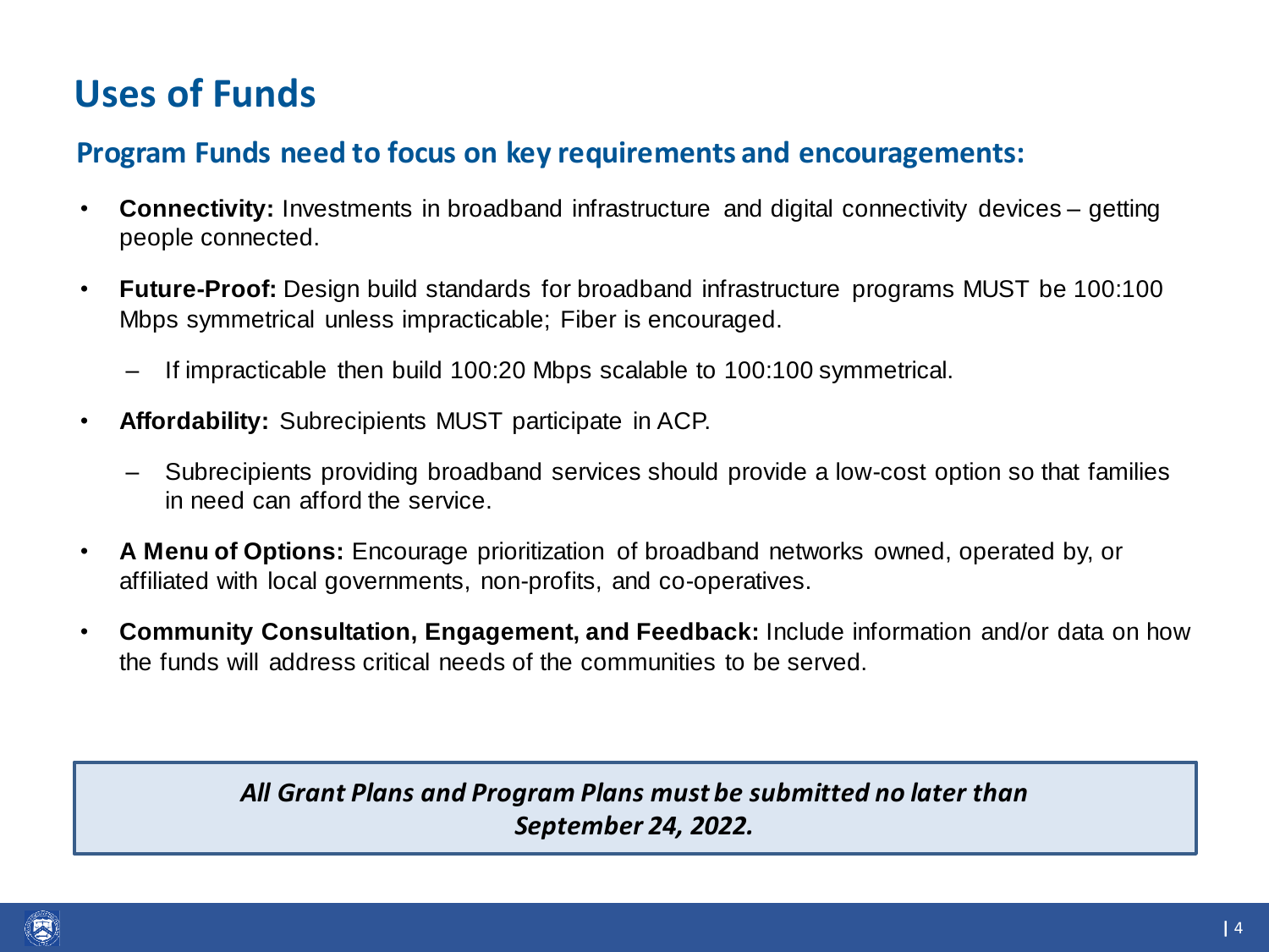# Uses of Funds

## Program Funds need to focus on key requirements and encouragements:

- **Connectivity:** Investments in broadband infrastructure and digital connectivity devices – getting people connected.
- **Future-Proof:** Design build standards for broadband infrastructure programs MUST be 100:100 Mbps symmetrical unless impracticable; Fiber is encouraged.
  - If impracticable then build 100:20 Mbps scalable to 100:100 symmetrical.
- **Affordability:** Subrecipients MUST participate in ACP.
  - Subrecipients providing broadband services should provide a low-cost option so that families in need can afford the service.
- **A Menu of Options:** Encourage prioritization of broadband networks owned, operated by, or affiliated with local governments, non-profits, and co-operatives.
- **Community Consultation, Engagement, and Feedback:** Include information and/or data on how the funds will address critical needs of the communities to be served.

***All Grant Plans and Program Plans must be submitted no later than September 24, 2022.***